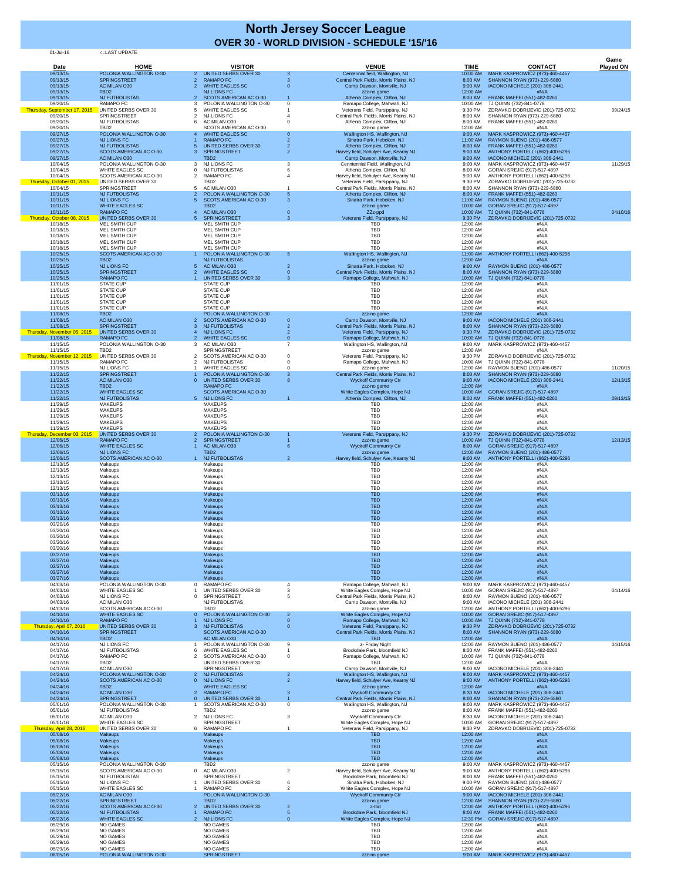# North Jersey Soccer League

## OVER 30 - WORLD DIVISION - SCHEDULE '15/'16

01-Jul-16 <=LAST UPDATE

| Date | HOME | | VISITOR | | VENUE | TIME | CONTACT | Game Played ON |
|---|---|---|---|---|---|---|---|---|
| 09/13/15 | POLONIA WALLINGTON O-30 | 2 | UNITED SERBS OVER 30 | 3 | Centennial field, Wallington, NJ | 10:00 AM | MARK KASPROWICZ (973)-460-4457 | |
| 09/13/15 | SPRINGSTREET | 2 | RAMAPO FC | 3 | Central Park Fields, Morris Plains, NJ | 8:00 AM | SHANNON RYAN (973)-229-6880 | |
| 09/13/15 | AC MILAN O30 | 2 | WHITE EAGLES SC | 0 | Camp Dawson, Montville, NJ | 9:00 AM | IACONO MICHELE (201) 306-2441 | |
| 09/13/15 | TBD2 | | NJ LIONS FC | | zzz-no game | 12:00 AM | #N/A | |
| 09/13/15 | NJ FUTBOLISTAS | 2 | SCOTS AMERICAN AC O-30 | 1 | Athenia Complex, Clifton, NJ | 8:00 AM | FRANK MAFFEI (551)-482-0260 | |
| 09/20/15 | RAMAPO FC | 3 | POLONIA WALLINGTON O-30 | 0 | Ramapo College, Mahwah, NJ | 10:00 AM | TJ QUINN (732)-841-0778 | |
| Thursday, September 17, 2015 | UNITED SERBS OVER 30 | 5 | WHITE EAGLES SC | 1 | Veterans Field, Parsippany, NJ | 9:30 PM | ZDRAVKO DOBRIJEVIC (201)-725-0732 | 09/24/15 |
| 09/20/15 | SPRINGSTREET | 2 | NJ LIONS FC | 4 | Central Park Fields, Morris Plains, NJ | 8:00 AM | SHANNON RYAN (973)-229-6880 | |
| 09/20/15 | NJ FUTBOLISTAS | 6 | AC MILAN O30 | 0 | Athenia Complex, Clifton, NJ | 8:00 AM | FRANK MAFFEI (551)-482-0260 | |
| 09/20/15 | TBD2 | | SCOTS AMERICAN AC O-30 | | zzz-no game | 12:00 AM | #N/A | |
| 09/27/15 | POLONIA WALLINGTON O-30 | 4 | WHITE EAGLES SC | 0 | Wallington HS, Wallington, NJ | 9:00 AM | MARK KASPROWICZ (973)-460-4457 | |
| 09/27/15 | NJ LIONS FC | 1 | RAMAPO FC | 2 | Sinatra Park, Hoboken, NJ | 11:00 AM | RAYMON BUENO (201)-486-0577 | |
| 09/27/15 | NJ FUTBOLISTAS | 5 | UNITED SERBS OVER 30 | 2 | Athenia Complex, Clifton, NJ | 8:00 AM | FRANK MAFFEI (551)-482-0260 | |
| 09/27/15 | SCOTS AMERICAN AC O-30 | 3 | SPRINGSTREET | 2 | Harvey field, Schulyer Ave, Kearny NJ | 9:00 AM | ANTHONY PORTELLI (862)-400-5296 | |
| 09/27/15 | AC MILAN O30 | | TBD2 | | Camp Dawson, Montville, NJ | 9:00 AM | IACONO MICHELE (201) 306-2441 | |
| 10/04/15 | POLONIA WALLINGTON O-30 | 3 | NJ LIONS FC | 3 | Cenntennial Field, Wallington, NJ | 9:00 AM | MARK KASPROWICZ (973)-460-4457 | 11/29/15 |
| 10/04/15 | WHITE EAGLES SC | 0 | NJ FUTBOLISTAS | 6 | Athenia Complex, Clifton, NJ | 8:00 AM | GORAN SREJIC (917)-517-4897 | |
| 10/04/15 | SCOTS AMERICAN AC O-30 | 2 | RAMAPO FC | 4 | Harvey field, Schulyer Ave, Kearny NJ | 9:00 AM | ANTHONY PORTELLI (862)-400-5296 | |
| Thursday, October 01, 2015 | UNITED SERBS OVER 30 | | TBD2 | | Veterans Field, Parsippany, NJ | 9:30 PM | ZDRAVKO DOBRIJEVIC (201)-725-0732 | |
| 10/04/15 | SPRINGSTREET | 5 | AC MILAN O30 | 1 | Central Park Fields, Morris Plains, NJ | 8:00 AM | SHANNON RYAN (973)-229-6880 | |
| 10/11/15 | NJ FUTBOLISTAS | 2 | POLONIA WALLINGTON O-30 | 5 | Athenia Complex, Clifton, NJ | 8:00 AM | FRANK MAFFEI (551)-482-0260 | |
| 10/11/15 | NJ LIONS FC | 5 | SCOTS AMERICAN AC O-30 | 3 | Sinatra Park, Hoboken, NJ | 11:00 AM | RAYMON BUENO (201)-486-0577 | |
| 10/11/15 | WHITE EAGLES SC | | TBD2 | | zzz-no game | 10:00 AM | GORAN SREJIC (917)-517-4897 | |
| 10/11/15 | RAMAPO FC | 4 | AC MILAN O30 | 0 | ZZz-ppd | 10:00 AM | TJ QUINN (732)-841-0778 | 04/10/16 |
| Thursday, October 08, 2015 | UNITED SERBS OVER 30 | 5 | SPRINGSTREET | 3 | Veterans Field, Parsippany, NJ | 9:30 PM | ZDRAVKO DOBRIJEVIC (201)-725-0732 | |
| 10/18/15 | MEL SMITH CUP | | MEL SMITH CUP | | TBD | 12:00 AM | #N/A | |
| 10/18/15 | MEL SMITH CUP | | MEL SMITH CUP | | TBD | 12:00 AM | #N/A | |
| 10/18/15 | MEL SMITH CUP | | MEL SMITH CUP | | TBD | 12:00 AM | #N/A | |
| 10/18/15 | MEL SMITH CUP | | MEL SMITH CUP | | TBD | 12:00 AM | #N/A | |
| 10/18/15 | MEL SMITH CUP | | MEL SMITH CUP | | TBD | 12:00 AM | #N/A | |
| 10/25/15 | SCOTS AMERICAN AC O-30 | 1 | POLONIA WALLINGTON O-30 | 5 | Wallington HS, Wallington, NJ | 11:00 AM | ANTHONY PORTELLI (862)-400-5296 | |
| 10/25/15 | TBD2 | | NJ FUTBOLISTAS | | zzz-no game | 12:00 AM | #N/A | |
| 10/25/15 | NJ LIONS FC | 5 | AC MILAN O30 | 2 | Sinatra Park, Hoboken, NJ | 9:00 AM | RAYMON BUENO (201)-486-0577 | |
| 10/25/15 | SPRINGSTREET | 2 | WHITE EAGLES SC | 0 | Central Park Fields, Morris Plains, NJ | 8:00 AM | SHANNON RYAN (973)-229-6880 | |
| 10/25/15 | RAMAPO FC | 1 | UNITED SERBS OVER 30 | 3 | Ramapo College, Mahwah, NJ | 10:00 AM | TJ QUINN (732)-841-0778 | |
| 11/01/15 | STATE CUP | | STATE CUP | | TBD | 12:00 AM | #N/A | |
| 11/01/15 | STATE CUP | | STATE CUP | | TBD | 12:00 AM | #N/A | |
| 11/01/15 | STATE CUP | | STATE CUP | | TBD | 12:00 AM | #N/A | |
| 11/01/15 | STATE CUP | | STATE CUP | | TBD | 12:00 AM | #N/A | |
| 11/01/15 | STATE CUP | | STATE CUP | | TBD | 12:00 AM | #N/A | |
| 11/08/15 | TBD2 | | POLONIA WALLINGTON O-30 | | zzz-no game | 12:00 AM | #N/A | |
| 11/08/15 | AC MILAN O30 | 2 | SCOTS AMERICAN AC O-30 | 0 | Camp Dawson, Montville, NJ | 9:00 AM | IACONO MICHELE (201) 306-2441 | |
| 11/08/15 | SPRINGSTREET | 3 | NJ FUTBOLISTAS | 2 | Central Park Fields, Morris Plains, NJ | 8:00 AM | SHANNON RYAN (973)-229-6880 | |
| Thursday, November 05, 2015 | UNITED SERBS OVER 30 | 4 | NJ LIONS FC | 2 | Veterans Field, Parsippany, NJ | 9:30 PM | ZDRAVKO DOBRIJEVIC (201)-725-0732 | |
| 11/08/15 | RAMAPO FC | 2 | WHITE EAGLES SC | 0 | Ramapo College, Mahwah, NJ | 10:00 AM | TJ QUINN (732)-841-0778 | |
| 11/15/15 | POLONIA WALLINGTON O-30 | 3 | AC MILAN O30 | 7 | Wallington HS, Wallington, NJ | 9:00 AM | MARK KASPROWICZ (973)-460-4457 | |
| 11/15/15 | TBD2 | | SPRINGSTREET | | zzz-no game | 12:00 AM | #N/A | |
| Thursday, November 12, 2015 | UNITED SERBS OVER 30 | 2 | SCOTS AMERICAN AC O-30 | 0 | Veterans Field, Parsippany, NJ | 9:30 PM | ZDRAVKO DOBRIJEVIC (201)-725-0732 | |
| 11/15/15 | RAMAPO FC | 2 | NJ FUTBOLISTAS | 0 | Ramapo College, Mahwah, NJ | 10:00 AM | TJ QUINN (732)-841-0778 | |
| 11/15/15 | NJ LIONS FC | 1 | WHITE EAGLES SC | 0 | zzz-no game | 12:00 AM | RAYMON BUENO (201)-486-0577 | 11/20/15 |
| 11/22/15 | SPRINGSTREET | 1 | POLONIA WALLINGTON O-30 | 3 | Central Park Fields, Morris Plains, NJ | 8:00 AM | SHANNON RYAN (973)-229-6880 | |
| 11/22/15 | AC MILAN O30 | 0 | UNITED SERBS OVER 30 | 8 | Wyckoff Community Ctr | 9:00 AM | IACONO MICHELE (201) 306-2441 | 12/13/15 |
| 11/22/15 | TBD2 | | RAMAPO FC | | zzz-no game | 12:00 AM | #N/A | |
| 11/22/15 | WHITE EAGLES SC | | SCOTS AMERICAN AC O-30 | | White Eagles Complex, Hope NJ | 10:00 AM | GORAN SREJIC (917)-517-4897 | |
| 11/22/15 | NJ FUTBOLISTAS | 5 | NJ LIONS FC | 1 | Athenia Complex, Clifton, NJ | 8:00 AM | FRANK MAFFEI (551)-482-0260 | 09/13/15 |
| 11/29/15 | MAKEUPS | | MAKEUPS | | TBD | 12:00 AM | #N/A | |
| 11/29/15 | MAKEUPS | | MAKEUPS | | TBD | 12:00 AM | #N/A | |
| 11/29/15 | MAKEUPS | | MAKEUPS | | TBD | 12:00 AM | #N/A | |
| 11/29/15 | MAKEUPS | | MAKEUPS | | TBD | 12:00 AM | #N/A | |
| 11/29/15 | MAKEUPS | | MAKEUPS | | TBD | 12:00 AM | #N/A | |
| Thursday, December 03, 2015 | UNITED SERBS OVER 30 | 2 | POLONIA WALLINGTON O-30 | 1 | Veterans Field, Parsippany, NJ | 9:30 PM | ZDRAVKO DOBRIJEVIC (201)-725-0732 | |
| 12/06/15 | RAMAPO FC | 2 | SPRINGSTREET | 1 | zzz-no game | 10:00 AM | TJ QUINN (732)-841-0778 | 12/13/15 |
| 12/06/15 | WHITE EAGLES SC | 1 | AC MILAN O30 | 6 | Wyckoff Community Ctr | 8:00 AM | GORAN SREJIC (917)-517-4897 | |
| 12/06/15 | NJ LIONS FC | | TBD2 | | zzz-no game | 12:00 AM | RAYMON BUENO (201)-486-0577 | |
| 12/06/15 | SCOTS AMERICAN AC O-30 | 1 | NJ FUTBOLISTAS | 2 | Harvey field, Schulyer Ave, Kearny NJ | 9:00 AM | ANTHONY PORTELLI (862)-400-5296 | |
| 12/13/15 | Makeups | | Makeups | | TBD | 12:00 AM | #N/A | |
| 12/13/15 | Makeups | | Makeups | | TBD | 12:00 AM | #N/A | |
| 12/13/15 | Makeups | | Makeups | | TBD | 12:00 AM | #N/A | |
| 12/13/15 | Makeups | | Makeups | | TBD | 12:00 AM | #N/A | |
| 12/13/15 | Makeups | | Makeups | | TBD | 12:00 AM | #N/A | |
| 03/13/16 | Makeups | | Makeups | | TBD | 12:00 AM | #N/A | |
| 03/13/16 | Makeups | | Makeups | | TBD | 12:00 AM | #N/A | |
| 03/13/16 | Makeups | | Makeups | | TBD | 12:00 AM | #N/A | |
| 03/13/16 | Makeups | | Makeups | | TBD | 12:00 AM | #N/A | |
| 03/13/16 | Makeups | | Makeups | | TBD | 12:00 AM | #N/A | |
| 03/20/16 | Makeups | | Makeups | | TBD | 12:00 AM | #N/A | |
| 03/20/16 | Makeups | | Makeups | | TBD | 12:00 AM | #N/A | |
| 03/20/16 | Makeups | | Makeups | | TBD | 12:00 AM | #N/A | |
| 03/20/16 | Makeups | | Makeups | | TBD | 12:00 AM | #N/A | |
| 03/20/16 | Makeups | | Makeups | | TBD | 12:00 AM | #N/A | |
| 03/27/16 | Makeups | | Makeups | | TBD | 12:00 AM | #N/A | |
| 03/27/16 | Makeups | | Makeups | | TBD | 12:00 AM | #N/A | |
| 03/27/16 | Makeups | | Makeups | | TBD | 12:00 AM | #N/A | |
| 03/27/16 | Makeups | | Makeups | | TBD | 12:00 AM | #N/A | |
| 03/27/16 | Makeups | | Makeups | | TBD | 12:00 AM | #N/A | |
| 04/03/16 | POLONIA WALLINGTON O-30 | 0 | RAMAPO FC | 4 | Ramapo College, Mahwah, NJ | 9:00 AM | MARK KASPROWICZ (973)-460-4457 | |
| 04/03/16 | WHITE EAGLES SC | 1 | UNITED SERBS OVER 30 | 3 | White Eagles Complex, Hope NJ | 10:00 AM | GORAN SREJIC (917)-517-4897 | 04/14/16 |
| 04/03/16 | NJ LIONS FC | 0 | SPRINGSTREET | 5 | Central Park Fields, Morris Plains, NJ | 8:00 AM | RAYMON BUENO (201)-486-0577 | |
| 04/03/16 | AC MILAN O30 | | NJ FUTBOLISTAS | | Camp Dawson, Montville, NJ | 9:00 AM | IACONO MICHELE (201) 306-2441 | |
| 04/03/16 | SCOTS AMERICAN AC O-30 | | TBD2 | | zzz-no game | 12:00 AM | ANTHONY PORTELLI (862)-400-5296 | |
| 04/10/16 | WHITE EAGLES SC | 0 | POLONIA WALLINGTON O-30 | 2 | White Eagles Complex, Hope NJ | 10:00 AM | GORAN SREJIC (917)-517-4897 | |
| 04/10/16 | RAMAPO FC | 1 | NJ LIONS FC | 0 | Ramapo College, Mahwah, NJ | 10:00 AM | TJ QUINN (732)-841-0778 | |
| Thursday, April 07, 2016 | UNITED SERBS OVER 30 | 3 | NJ FUTBOLISTAS | 0 | Veterans Field, Parsippany, NJ | 9:30 PM | ZDRAVKO DOBRIJEVIC (201)-725-0732 | |
| 04/10/16 | SPRINGSTREET | | SCOTS AMERICAN AC O-30 | | Central Park Fields, Morris Plains, NJ | 8:00 AM | SHANNON RYAN (973)-229-6880 | |
| 04/10/16 | TBD2 | | AC MILAN O30 | | TBD | 12:00 AM | #N/A | |
| 04/17/16 | NJ LIONS FC | 1 | POLONIA WALLINGTON O-30 | 9 | z- Friday Night | 12:00 AM | RAYMON BUENO (201)-486-0577 | 04/15/16 |
| 04/17/16 | NJ FUTBOLISTAS | 6 | WHITE EAGLES SC | 1 | Brookdale Park, bloomfield NJ | 8:00 AM | FRANK MAFFEI (551)-482-0260 | |
| 04/17/16 | RAMAPO FC | 2 | SCOTS AMERICAN AC O-30 | 0 | Ramapo College, Mahwah, NJ | 10:00 AM | TJ QUINN (732)-841-0778 | |
| 04/17/16 | TBD2 | | UNITED SERBS OVER 30 | | TBD | 12:00 AM | #N/A | |
| 04/17/16 | AC MILAN O30 | | SPRINGSTREET | | Camp Dawson, Montville, NJ | 9:00 AM | IACONO MICHELE (201) 306-2441 | |
| 04/24/16 | POLONIA WALLINGTON O-30 | 2 | NJ FUTBOLISTAS | 3 | Wallington HS, Wallington, NJ | 9:00 AM | MARK KASPROWICZ (973)-460-4457 | |
| 04/24/16 | SCOTS AMERICAN AC O-30 | 0 | NJ LIONS FC | 2 | Harvey field, Schulyer Ave, Kearny NJ | 9:00 AM | ANTHONY PORTELLI (862)-400-5296 | |
| 04/24/16 | TBD2 | | WHITE EAGLES SC | | zzz-no game | 12:00 AM | #N/A | |
| 04/24/16 | AC MILAN O30 | 2 | RAMAPO FC | 3 | Wyckoff Community Ctr | 8:30 AM | IACONO MICHELE (201) 306-2441 | |
| 04/24/16 | SPRINGSTREET | 0 | UNITED SERBS OVER 30 | 1 | Central Park Fields, Morris Plains, NJ | 8:00 AM | SHANNON RYAN (973)-229-6880 | |
| 05/01/16 | POLONIA WALLINGTON O-30 | 1 | SCOTS AMERICAN AC O-30 | 0 | Wallington HS, Wallington, NJ | 9:00 AM | MARK KASPROWICZ (973)-460-4457 | |
| 05/01/16 | NJ FUTBOLISTAS | | TBD2 | | zzz-no game | 8:00 AM | FRANK MAFFEI (551)-482-0260 | |
| 05/01/16 | AC MILAN O30 | 2 | NJ LIONS FC | 3 | Wyckoff Community Ctr | 8:30 AM | IACONO MICHELE (201) 306-2441 | |
| 05/01/16 | WHITE EAGLES SC | | SPRINGSTREET | | White Eagles Complex, Hope NJ | 10:00 AM | GORAN SREJIC (917)-517-4897 | |
| Thursday, April 28, 2016 | UNITED SERBS OVER 30 | 6 | RAMAPO FC | 1 | Veterans Field, Parsippany, NJ | 9:30 PM | ZDRAVKO DOBRIJEVIC (201)-725-0732 | |
| 05/08/16 | Makeups | | Makeups | | TBD | 12:00 AM | #N/A | |
| 05/08/16 | Makeups | | Makeups | | TBD | 12:00 AM | #N/A | |
| 05/08/16 | Makeups | | Makeups | | TBD | 12:00 AM | #N/A | |
| 05/08/16 | Makeups | | Makeups | | TBD | 12:00 AM | #N/A | |
| 05/08/16 | Makeups | | Makeups | | TBD | 12:00 AM | #N/A | |
| 05/15/16 | POLONIA WALLINGTON O-30 | | TBD2 | | zzz-no game | 9:00 AM | MARK KASPROWICZ (973)-460-4457 | |
| 05/15/16 | SCOTS AMERICAN AC O-30 | 0 | AC MILAN O30 | 2 | Harvey field, Schulyer Ave, Kearny NJ | 9:00 AM | ANTHONY PORTELLI (862)-400-5296 | |
| 05/15/16 | NJ FUTBOLISTAS | | SPRINGSTREET | | Brookdale Park, bloomfield NJ | 8:00 AM | FRANK MAFFEI (551)-482-0260 | |
| 05/15/16 | NJ LIONS FC | 1 | UNITED SERBS OVER 30 | 6 | Sinatra Park, Hoboken, NJ | 9:00 PM | RAYMON BUENO (201)-486-0577 | |
| 05/15/16 | WHITE EAGLES SC | 1 | RAMAPO FC | 2 | White Eagles Complex, Hope NJ | 10:00 AM | GORAN SREJIC (917)-517-4897 | |
| 05/22/16 | AC MILAN O30 | | POLONIA WALLINGTON O-30 | | Wyckoff Community Ctr | 9:00 AM | IACONO MICHELE (201) 306-2441 | |
| 05/22/16 | SPRINGSTREET | | TBD2 | | zzz-no game | 12:00 AM | SHANNON RYAN (973)-229-6880 | |
| 05/22/16 | SCOTS AMERICAN AC O-30 | 2 | UNITED SERBS OVER 30 | 2 | z-tbd | 12:00 AM | ANTHONY PORTELLI (862)-400-5296 | |
| 05/22/16 | NJ FUTBOLISTAS | 1 | RAMAPO FC | 5 | Brookdale Park, bloomfield NJ | 8:00 AM | FRANK MAFFEI (551)-482-0260 | |
| 05/22/16 | WHITE EAGLES SC | 2 | NJ LIONS FC | 0 | White Eagles Complex, Hope NJ | 12:30 PM | GORAN SREJIC (917)-517-4897 | |
| 05/29/16 | NO GAMES | | NO GAMES | | TBD | 12:00 AM | #N/A | |
| 05/29/16 | NO GAMES | | NO GAMES | | TBD | 12:00 AM | #N/A | |
| 05/29/16 | NO GAMES | | NO GAMES | | TBD | 12:00 AM | #N/A | |
| 05/29/16 | NO GAMES | | NO GAMES | | TBD | 12:00 AM | #N/A | |
| 05/29/16 | NO GAMES | | NO GAMES | | TBD | 12:00 AM | #N/A | |
| 06/05/16 | POLONIA WALLINGTON O-30 | | SPRINGSTREET | | zzz-no game | 9:00 AM | MARK KASPROWICZ (973)-460-4457 | |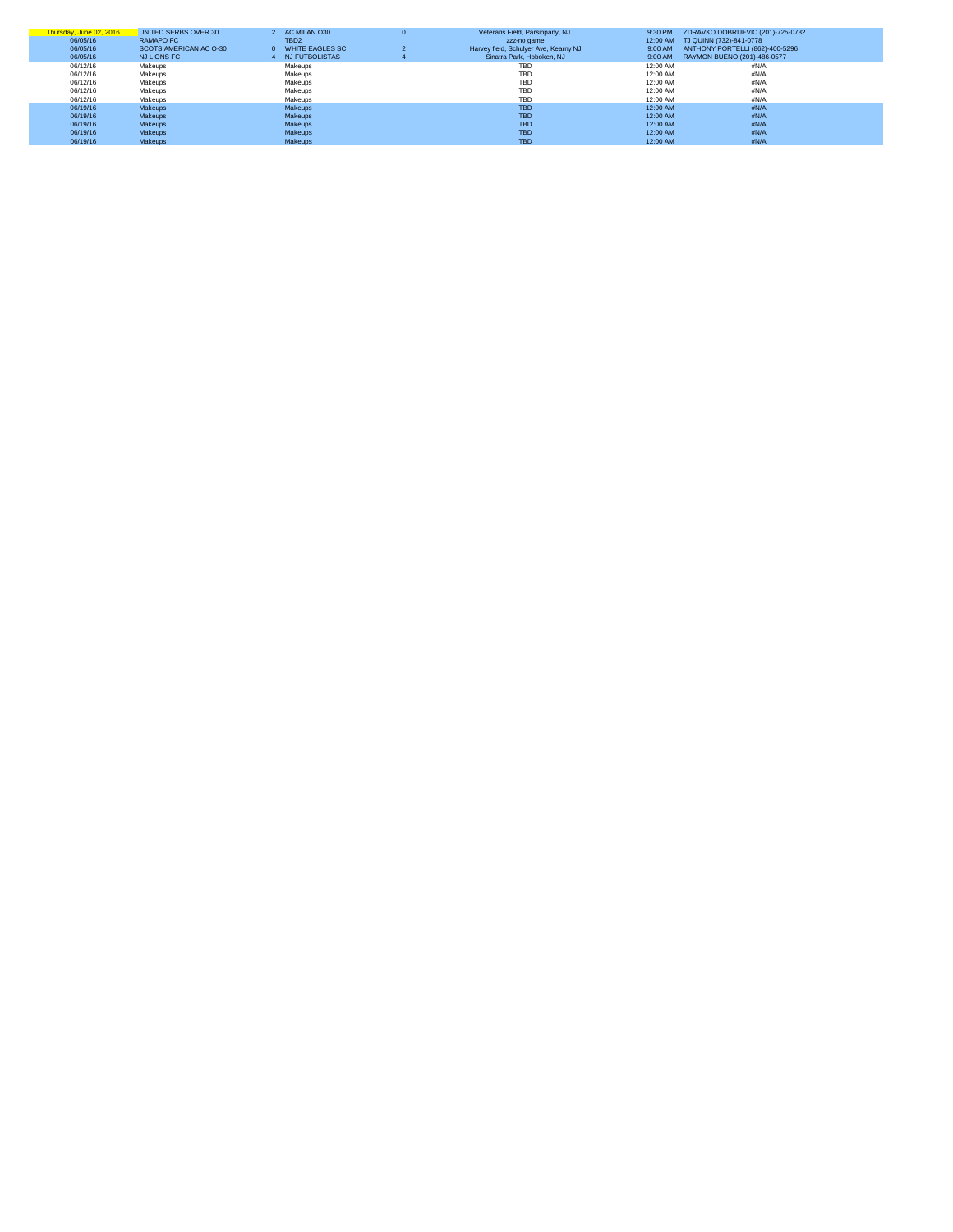| | | | | | | | |
|---|---|---|---|---|---|---|---|
| Thursday, June 02, 2016 | UNITED SERBS OVER 30 | 2 | AC MILAN O30 | 0 | Veterans Field, Parsippany, NJ | 9:30 PM | ZDRAVKO DOBRIJEVIC (201)-725-0732 |
| 06/05/16 | RAMAPO FC | | TBD2 | | zzz-no game | 12:00 AM | TJ QUINN (732)-841-0778 |
| 06/05/16 | SCOTS AMERICAN AC O-30 | 0 | WHITE EAGLES SC | 2 | Harvey field, Schulyer Ave, Kearny NJ | 9:00 AM | ANTHONY PORTELLI (862)-400-5296 |
| 06/05/16 | NJ LIONS FC | 4 | NJ FUTBOLISTAS | 4 | Sinatra Park, Hoboken, NJ | 9:00 AM | RAYMON BUENO (201)-486-0577 |
| 06/12/16 | Makeups | | Makeups | | TBD | 12:00 AM | #N/A |
| 06/12/16 | Makeups | | Makeups | | TBD | 12:00 AM | #N/A |
| 06/12/16 | Makeups | | Makeups | | TBD | 12:00 AM | #N/A |
| 06/12/16 | Makeups | | Makeups | | TBD | 12:00 AM | #N/A |
| 06/12/16 | Makeups | | Makeups | | TBD | 12:00 AM | #N/A |
| 06/19/16 | Makeups | | Makeups | | TBD | 12:00 AM | #N/A |
| 06/19/16 | Makeups | | Makeups | | TBD | 12:00 AM | #N/A |
| 06/19/16 | Makeups | | Makeups | | TBD | 12:00 AM | #N/A |
| 06/19/16 | Makeups | | Makeups | | TBD | 12:00 AM | #N/A |
| 06/19/16 | Makeups | | Makeups | | TBD | 12:00 AM | #N/A |